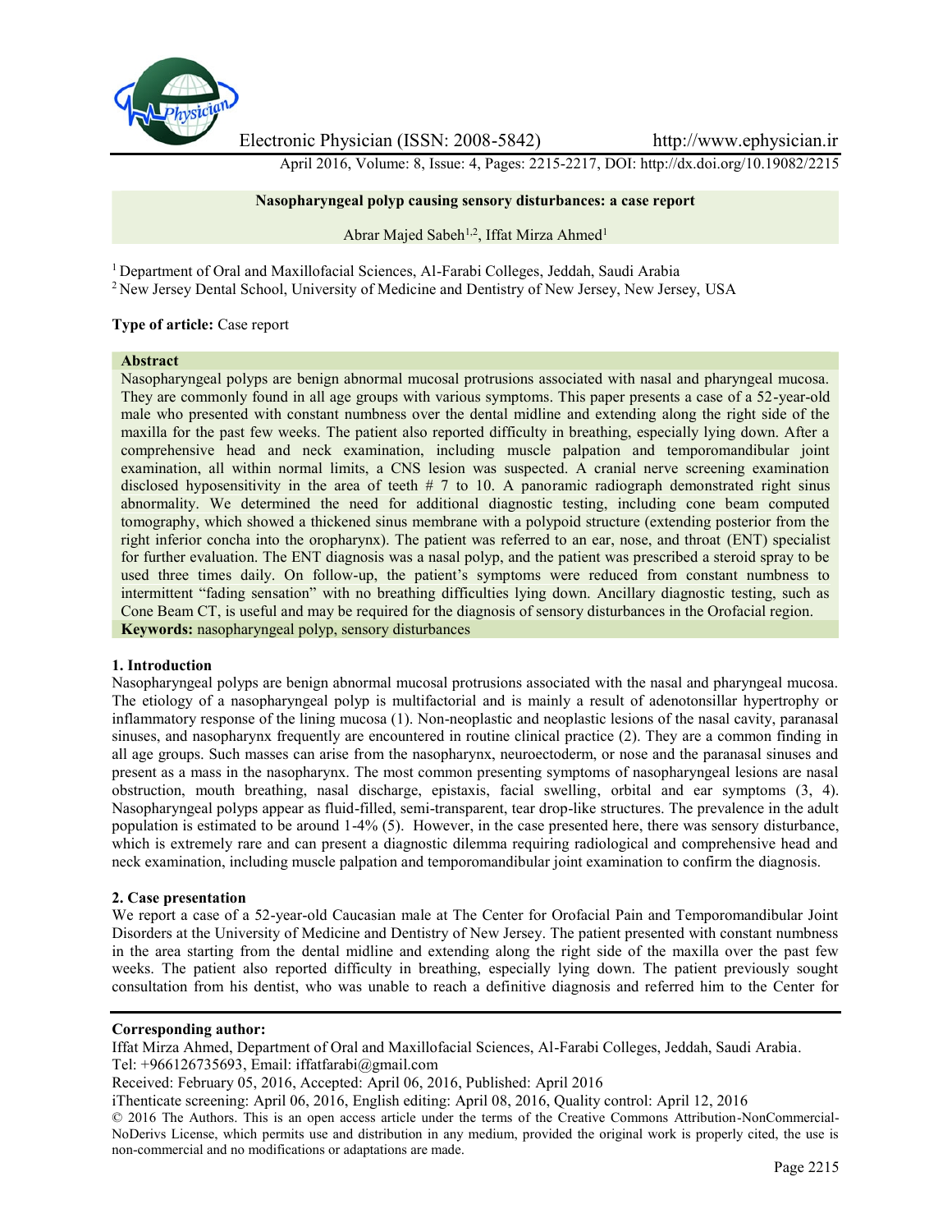# Nasopharyngeal polyp causing sensory disturbances: a case report

Abrar Majed Sabeh[1,2], Iffat Mirza Ahmed[1]

[1] Department of Oral and Maxillofacial Sciences, Al-Farabi Colleges, Jeddah, Saudi Arabia
[2] New Jersey Dental School, University of Medicine and Dentistry of New Jersey, New Jersey, USA

**Type of article:** Case report

**Abstract**

Nasopharyngeal polyps are benign abnormal mucosal protrusions associated with nasal and pharyngeal mucosa. They are commonly found in all age groups with various symptoms. This paper presents a case of a 52-year-old male who presented with constant numbness over the dental midline and extending along the right side of the maxilla for the past few weeks. The patient also reported difficulty in breathing, especially lying down. After a comprehensive head and neck examination, including muscle palpation and temporomandibular joint examination, all within normal limits, a CNS lesion was suspected. A cranial nerve screening examination disclosed hyposensitivity in the area of teeth # 7 to 10. A panoramic radiograph demonstrated right sinus abnormality. We determined the need for additional diagnostic testing, including cone beam computed tomography, which showed a thickened sinus membrane with a polypoid structure (extending posterior from the right inferior concha into the oropharynx). The patient was referred to an ear, nose, and throat (ENT) specialist for further evaluation. The ENT diagnosis was a nasal polyp, and the patient was prescribed a steroid spray to be used three times daily. On follow-up, the patient's symptoms were reduced from constant numbness to intermittent "fading sensation" with no breathing difficulties lying down. Ancillary diagnostic testing, such as Cone Beam CT, is useful and may be required for the diagnosis of sensory disturbances in the Orofacial region.

**Keywords:** nasopharyngeal polyp, sensory disturbances

## 1. Introduction

Nasopharyngeal polyps are benign abnormal mucosal protrusions associated with the nasal and pharyngeal mucosa. The etiology of a nasopharyngeal polyp is multifactorial and is mainly a result of adenotonsillar hypertrophy or inflammatory response of the lining mucosa (1). Non-neoplastic and neoplastic lesions of the nasal cavity, paranasal sinuses, and nasopharynx frequently are encountered in routine clinical practice (2). They are a common finding in all age groups. Such masses can arise from the nasopharynx, neuroectoderm, or nose and the paranasal sinuses and present as a mass in the nasopharynx. The most common presenting symptoms of nasopharyngeal lesions are nasal obstruction, mouth breathing, nasal discharge, epistaxis, facial swelling, orbital and ear symptoms (3, 4). Nasopharyngeal polyps appear as fluid-filled, semi-transparent, tear drop-like structures. The prevalence in the adult population is estimated to be around 1-4% (5). However, in the case presented here, there was sensory disturbance, which is extremely rare and can present a diagnostic dilemma requiring radiological and comprehensive head and neck examination, including muscle palpation and temporomandibular joint examination to confirm the diagnosis.

## 2. Case presentation

We report a case of a 52-year-old Caucasian male at The Center for Orofacial Pain and Temporomandibular Joint Disorders at the University of Medicine and Dentistry of New Jersey. The patient presented with constant numbness in the area starting from the dental midline and extending along the right side of the maxilla over the past few weeks. The patient also reported difficulty in breathing, especially lying down. The patient previously sought consultation from his dentist, who was unable to reach a definitive diagnosis and referred him to the Center for

**Corresponding author:**
Iffat Mirza Ahmed, Department of Oral and Maxillofacial Sciences, Al-Farabi Colleges, Jeddah, Saudi Arabia.
Tel: +966126735693, Email: iffatfarabi@gmail.com
Received: February 05, 2016, Accepted: April 06, 2016, Published: April 2016
iThenticate screening: April 06, 2016, English editing: April 08, 2016, Quality control: April 12, 2016
© 2016 The Authors. This is an open access article under the terms of the Creative Commons Attribution-NonCommercial-NoDerivs License, which permits use and distribution in any medium, provided the original work is properly cited, the use is non-commercial and no modifications or adaptations are made.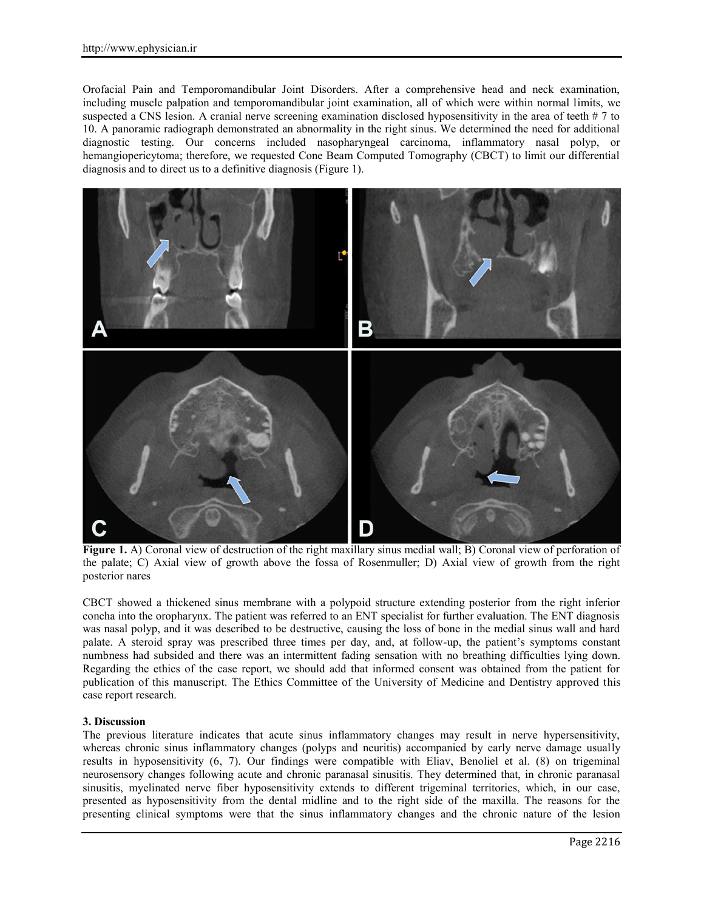Orofacial Pain and Temporomandibular Joint Disorders. After a comprehensive head and neck examination, including muscle palpation and temporomandibular joint examination, all of which were within normal limits, we suspected a CNS lesion. A cranial nerve screening examination disclosed hyposensitivity in the area of teeth # 7 to 10. A panoramic radiograph demonstrated an abnormality in the right sinus. We determined the need for additional diagnostic testing. Our concerns included nasopharyngeal carcinoma, inflammatory nasal polyp, or hemangiopericytoma; therefore, we requested Cone Beam Computed Tomography (CBCT) to limit our differential diagnosis and to direct us to a definitive diagnosis (Figure 1).

**Figure 1.** A) Coronal view of destruction of the right maxillary sinus medial wall; B) Coronal view of perforation of the palate; C) Axial view of growth above the fossa of Rosenmuller; D) Axial view of growth from the right posterior nares

CBCT showed a thickened sinus membrane with a polypoid structure extending posterior from the right inferior concha into the oropharynx. The patient was referred to an ENT specialist for further evaluation. The ENT diagnosis was nasal polyp, and it was described to be destructive, causing the loss of bone in the medial sinus wall and hard palate. A steroid spray was prescribed three times per day, and, at follow-up, the patient's symptoms constant numbness had subsided and there was an intermittent fading sensation with no breathing difficulties lying down. Regarding the ethics of the case report, we should add that informed consent was obtained from the patient for publication of this manuscript. The Ethics Committee of the University of Medicine and Dentistry approved this case report research.

### 3. Discussion

The previous literature indicates that acute sinus inflammatory changes may result in nerve hypersensitivity, whereas chronic sinus inflammatory changes (polyps and neuritis) accompanied by early nerve damage usually results in hyposensitivity (6, 7). Our findings were compatible with Eliav, Benoliel et al. (8) on trigeminal neurosensory changes following acute and chronic paranasal sinusitis. They determined that, in chronic paranasal sinusitis, myelinated nerve fiber hyposensitivity extends to different trigeminal territories, which, in our case, presented as hyposensitivity from the dental midline and to the right side of the maxilla. The reasons for the presenting clinical symptoms were that the sinus inflammatory changes and the chronic nature of the lesion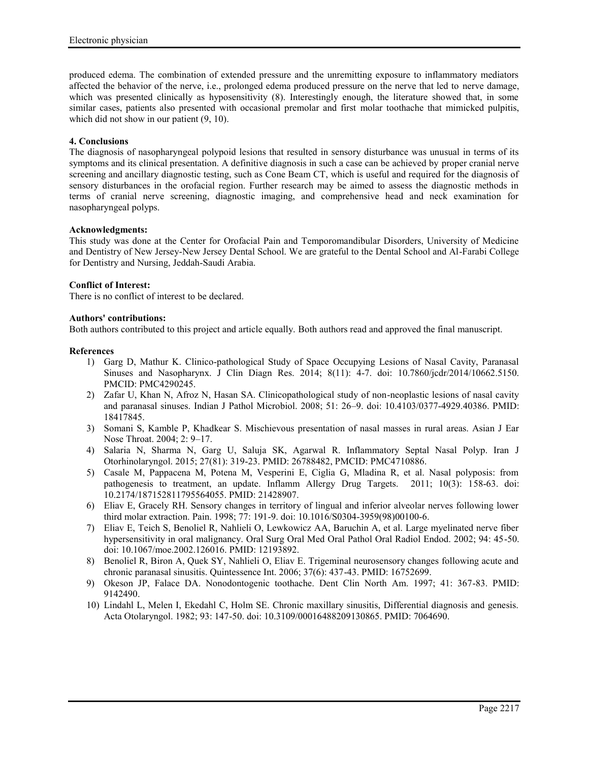produced edema. The combination of extended pressure and the unremitting exposure to inflammatory mediators affected the behavior of the nerve, i.e., prolonged edema produced pressure on the nerve that led to nerve damage, which was presented clinically as hyposensitivity (8). Interestingly enough, the literature showed that, in some similar cases, patients also presented with occasional premolar and first molar toothache that mimicked pulpitis, which did not show in our patient (9, 10).

### 4. Conclusions

The diagnosis of nasopharyngeal polypoid lesions that resulted in sensory disturbance was unusual in terms of its symptoms and its clinical presentation. A definitive diagnosis in such a case can be achieved by proper cranial nerve screening and ancillary diagnostic testing, such as Cone Beam CT, which is useful and required for the diagnosis of sensory disturbances in the orofacial region. Further research may be aimed to assess the diagnostic methods in terms of cranial nerve screening, diagnostic imaging, and comprehensive head and neck examination for nasopharyngeal polyps.

### Acknowledgments:

This study was done at the Center for Orofacial Pain and Temporomandibular Disorders, University of Medicine and Dentistry of New Jersey-New Jersey Dental School. We are grateful to the Dental School and Al-Farabi College for Dentistry and Nursing, Jeddah-Saudi Arabia.

### Conflict of Interest:

There is no conflict of interest to be declared.

### Authors' contributions:

Both authors contributed to this project and article equally. Both authors read and approved the final manuscript.

### References

1) Garg D, Mathur K. Clinico-pathological Study of Space Occupying Lesions of Nasal Cavity, Paranasal Sinuses and Nasopharynx. J Clin Diagn Res. 2014; 8(11): 4-7. doi: 10.7860/jcdr/2014/10662.5150. PMCID: PMC4290245.
2) Zafar U, Khan N, Afroz N, Hasan SA. Clinicopathological study of non-neoplastic lesions of nasal cavity and paranasal sinuses. Indian J Pathol Microbiol. 2008; 51: 26–9. doi: 10.4103/0377-4929.40386. PMID: 18417845.
3) Somani S, Kamble P, Khadkear S. Mischievous presentation of nasal masses in rural areas. Asian J Ear Nose Throat. 2004; 2: 9–17.
4) Salaria N, Sharma N, Garg U, Saluja SK, Agarwal R. Inflammatory Septal Nasal Polyp. Iran J Otorhinolaryngol. 2015; 27(81): 319-23. PMID: 26788482, PMCID: PMC4710886.
5) Casale M, Pappacena M, Potena M, Vesperini E, Ciglia G, Mladina R, et al. Nasal polyposis: from pathogenesis to treatment, an update. Inflamm Allergy Drug Targets. 2011; 10(3): 158-63. doi: 10.2174/187152811795564055. PMID: 21428907.
6) Eliav E, Gracely RH. Sensory changes in territory of lingual and inferior alveolar nerves following lower third molar extraction. Pain. 1998; 77: 191-9. doi: 10.1016/S0304-3959(98)00100-6.
7) Eliav E, Teich S, Benoliel R, Nahlieli O, Lewkowicz AA, Baruchin A, et al. Large myelinated nerve fiber hypersensitivity in oral malignancy. Oral Surg Oral Med Oral Pathol Oral Radiol Endod. 2002; 94: 45-50. doi: 10.1067/moe.2002.126016. PMID: 12193892.
8) Benoliel R, Biron A, Quek SY, Nahlieli O, Eliav E. Trigeminal neurosensory changes following acute and chronic paranasal sinusitis. Quintessence Int. 2006; 37(6): 437-43. PMID: 16752699.
9) Okeson JP, Falace DA. Nonodontogenic toothache. Dent Clin North Am. 1997; 41: 367-83. PMID: 9142490.
10) Lindahl L, Melen I, Ekedahl C, Holm SE. Chronic maxillary sinusitis, Differential diagnosis and genesis. Acta Otolaryngol. 1982; 93: 147-50. doi: 10.3109/00016488209130865. PMID: 7064690.